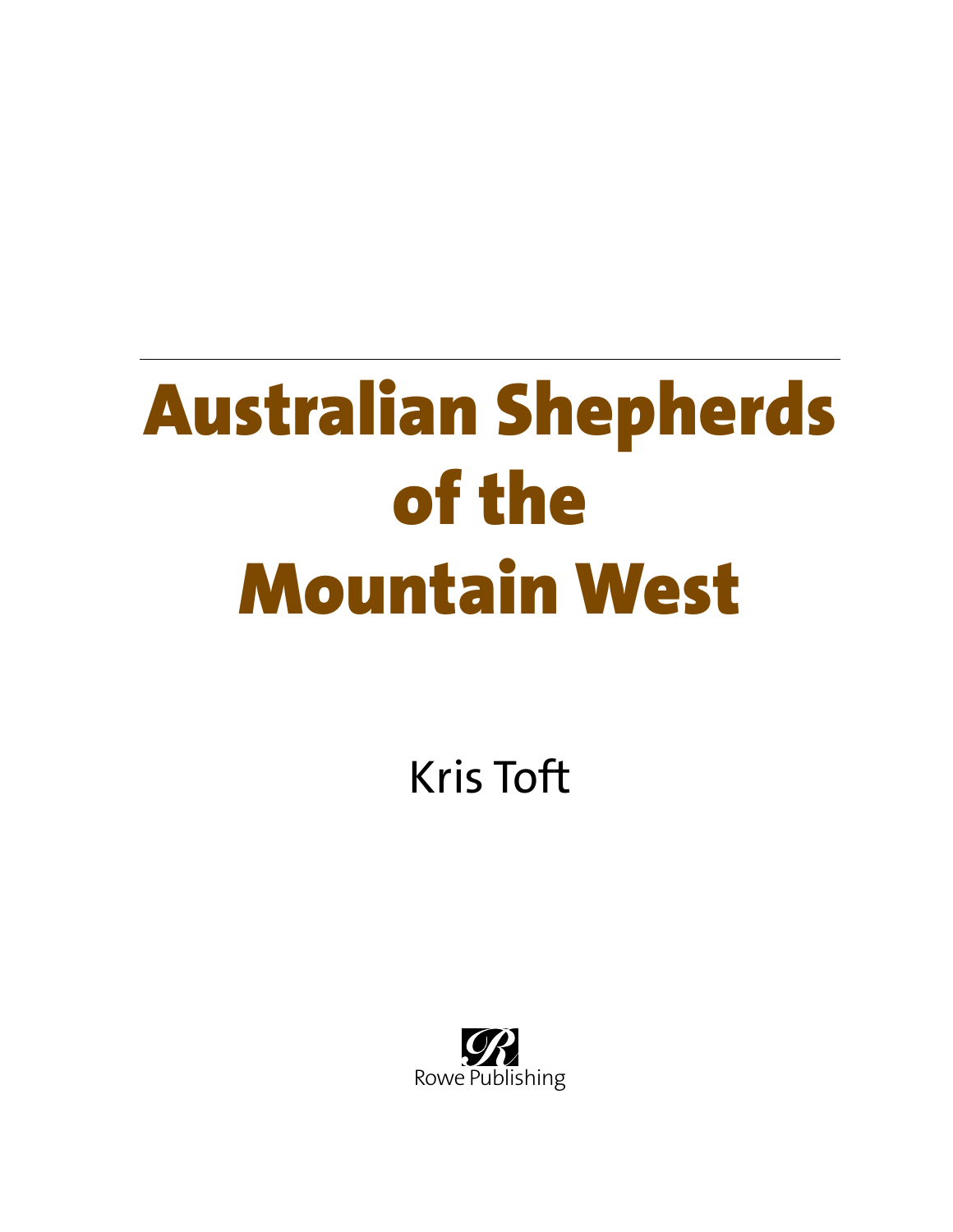# Australian Shepherds of the Mountain West

Kris Toft

Rowe Publishing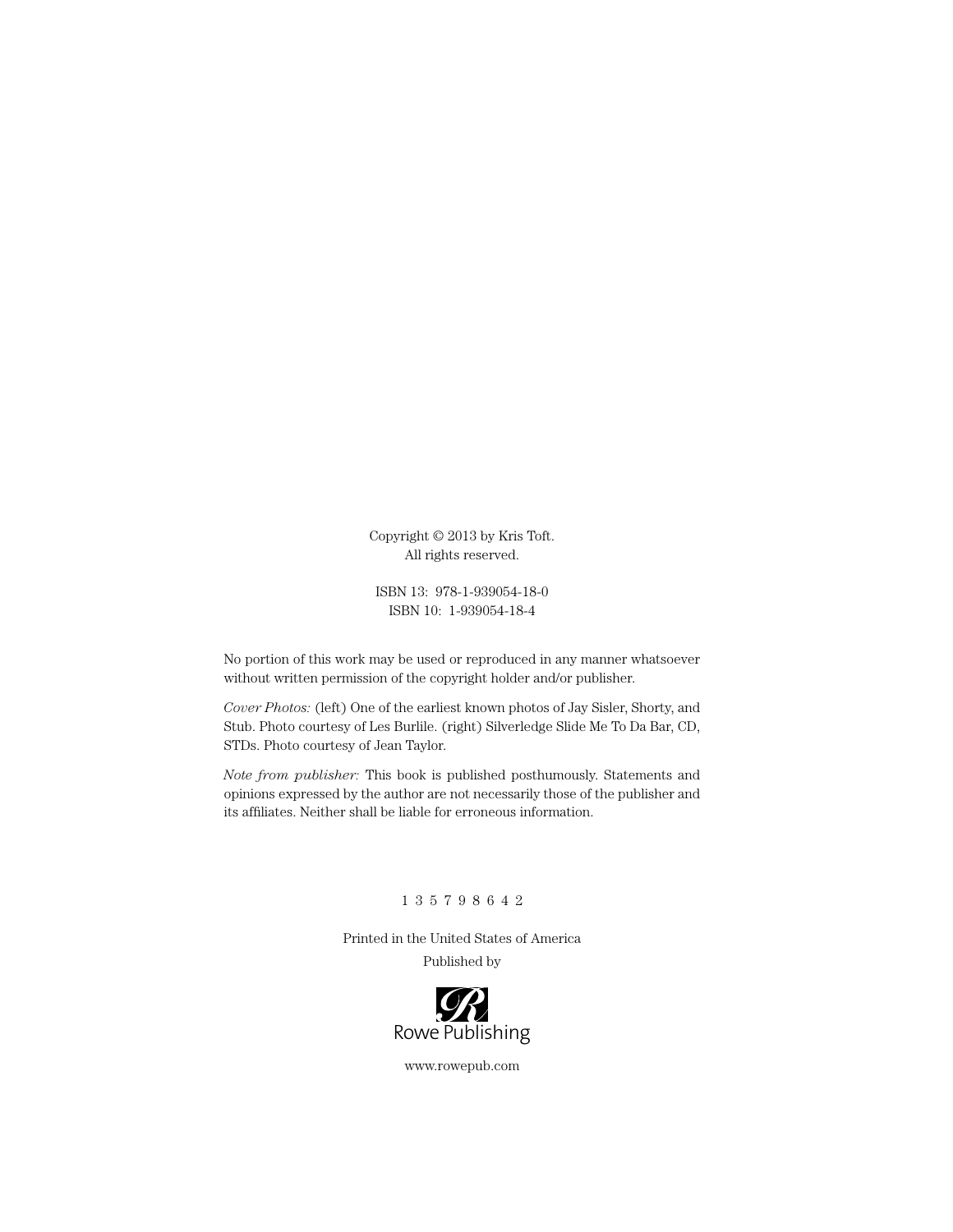Copyright © 2013 by Kris Toft.
All rights reserved.

ISBN 13: 978-1-939054-18-0
ISBN 10: 1-939054-18-4

No portion of this work may be used or reproduced in any manner whatsoever without written permission of the copyright holder and/or publisher.

*Cover Photos:* (left) One of the earliest known photos of Jay Sisler, Shorty, and Stub. Photo courtesy of Les Burlile. (right) Silverledge Slide Me To Da Bar, CD, STDs. Photo courtesy of Jean Taylor.

*Note from publisher:* This book is published posthumously. Statements and opinions expressed by the author are not necessarily those of the publisher and its affiliates. Neither shall be liable for erroneous information.

1 3 5 7 9 8 6 4 2

Printed in the United States of America

Published by

Rowe Publishing

www.rowepub.com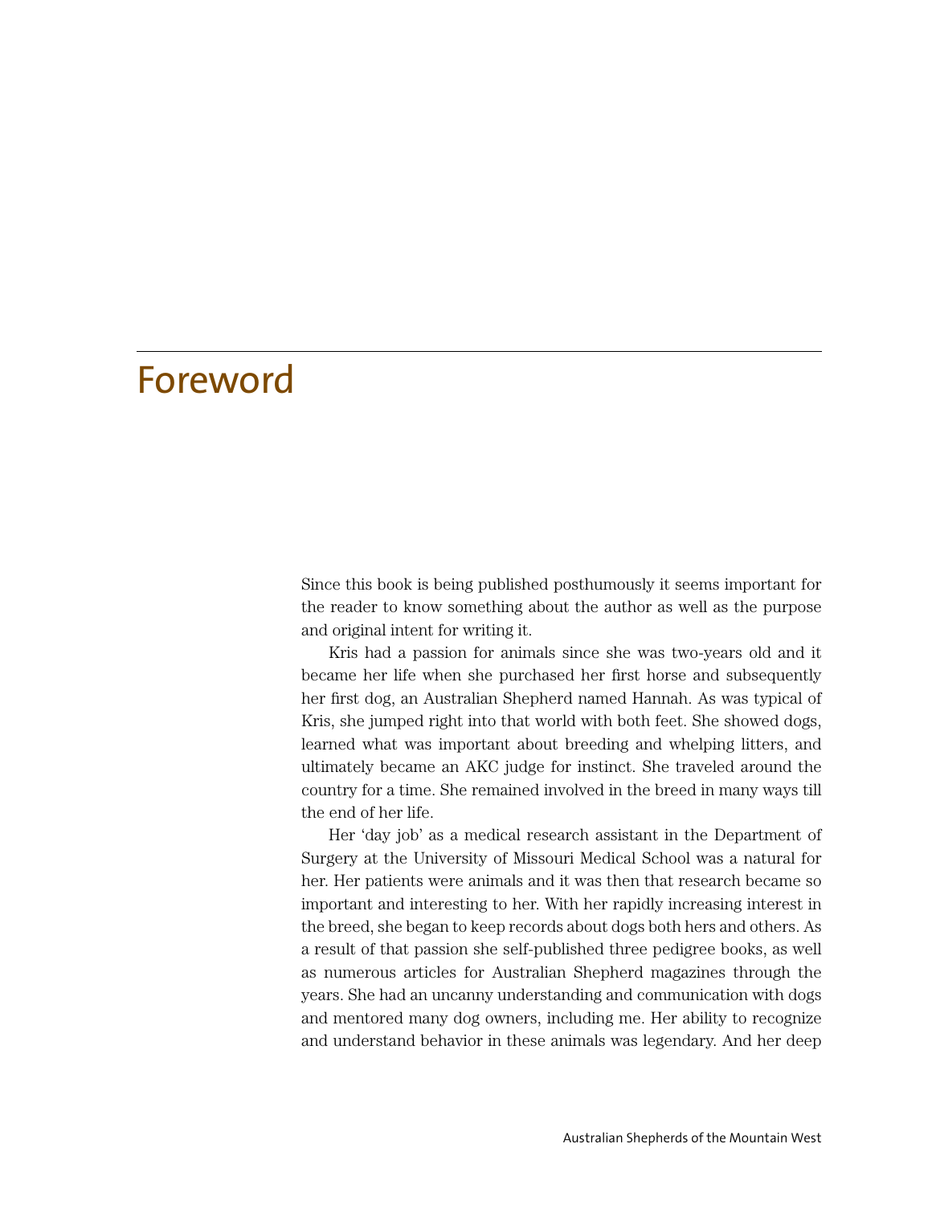# Foreword

Since this book is being published posthumously it seems important for the reader to know something about the author as well as the purpose and original intent for writing it.

Kris had a passion for animals since she was two-years old and it became her life when she purchased her first horse and subsequently her first dog, an Australian Shepherd named Hannah. As was typical of Kris, she jumped right into that world with both feet. She showed dogs, learned what was important about breeding and whelping litters, and ultimately became an AKC judge for instinct. She traveled around the country for a time. She remained involved in the breed in many ways till the end of her life.

Her 'day job' as a medical research assistant in the Department of Surgery at the University of Missouri Medical School was a natural for her. Her patients were animals and it was then that research became so important and interesting to her. With her rapidly increasing interest in the breed, she began to keep records about dogs both hers and others. As a result of that passion she self-published three pedigree books, as well as numerous articles for Australian Shepherd magazines through the years. She had an uncanny understanding and communication with dogs and mentored many dog owners, including me. Her ability to recognize and understand behavior in these animals was legendary. And her deep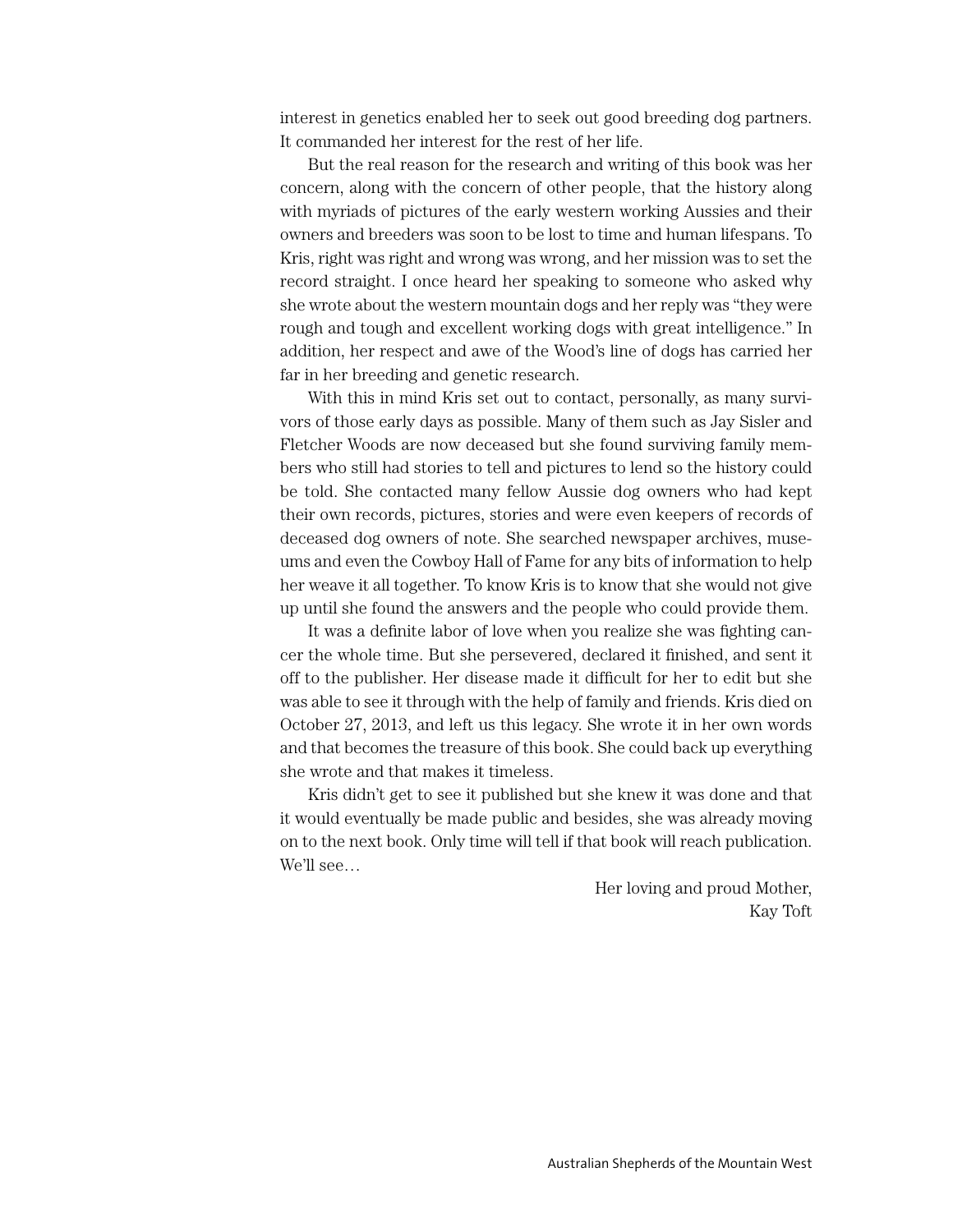interest in genetics enabled her to seek out good breeding dog partners. It commanded her interest for the rest of her life.

But the real reason for the research and writing of this book was her concern, along with the concern of other people, that the history along with myriads of pictures of the early western working Aussies and their owners and breeders was soon to be lost to time and human lifespans. To Kris, right was right and wrong was wrong, and her mission was to set the record straight. I once heard her speaking to someone who asked why she wrote about the western mountain dogs and her reply was "they were rough and tough and excellent working dogs with great intelligence." In addition, her respect and awe of the Wood's line of dogs has carried her far in her breeding and genetic research.

With this in mind Kris set out to contact, personally, as many survivors of those early days as possible. Many of them such as Jay Sisler and Fletcher Woods are now deceased but she found surviving family members who still had stories to tell and pictures to lend so the history could be told. She contacted many fellow Aussie dog owners who had kept their own records, pictures, stories and were even keepers of records of deceased dog owners of note. She searched newspaper archives, museums and even the Cowboy Hall of Fame for any bits of information to help her weave it all together. To know Kris is to know that she would not give up until she found the answers and the people who could provide them.

It was a definite labor of love when you realize she was fighting cancer the whole time. But she persevered, declared it finished, and sent it off to the publisher. Her disease made it difficult for her to edit but she was able to see it through with the help of family and friends. Kris died on October 27, 2013, and left us this legacy. She wrote it in her own words and that becomes the treasure of this book. She could back up everything she wrote and that makes it timeless.

Kris didn't get to see it published but she knew it was done and that it would eventually be made public and besides, she was already moving on to the next book. Only time will tell if that book will reach publication. We'll see…

Her loving and proud Mother,
Kay Toft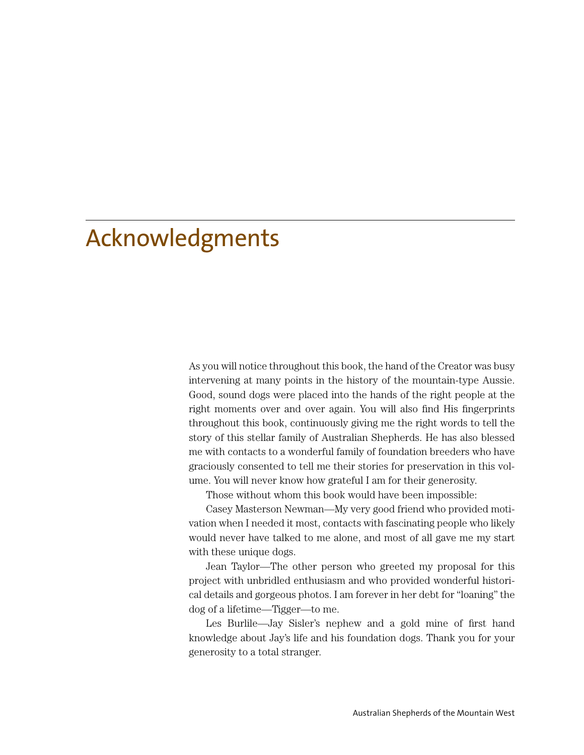# Acknowledgments

As you will notice throughout this book, the hand of the Creator was busy intervening at many points in the history of the mountain-type Aussie. Good, sound dogs were placed into the hands of the right people at the right moments over and over again. You will also find His fingerprints throughout this book, continuously giving me the right words to tell the story of this stellar family of Australian Shepherds. He has also blessed me with contacts to a wonderful family of foundation breeders who have graciously consented to tell me their stories for preservation in this volume. You will never know how grateful I am for their generosity.

Those without whom this book would have been impossible:

Casey Masterson Newman—My very good friend who provided motivation when I needed it most, contacts with fascinating people who likely would never have talked to me alone, and most of all gave me my start with these unique dogs.

Jean Taylor—The other person who greeted my proposal for this project with unbridled enthusiasm and who provided wonderful historical details and gorgeous photos. I am forever in her debt for "loaning" the dog of a lifetime—Tigger—to me.

Les Burlile—Jay Sisler's nephew and a gold mine of first hand knowledge about Jay's life and his foundation dogs. Thank you for your generosity to a total stranger.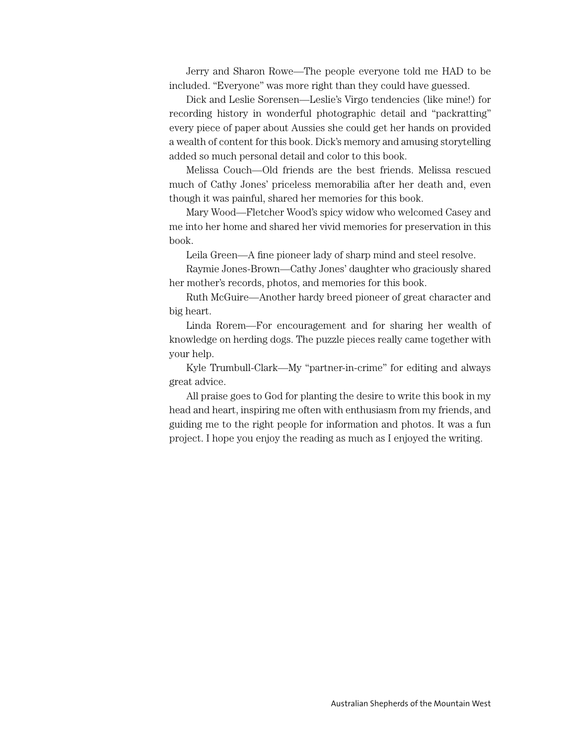Jerry and Sharon Rowe—The people everyone told me HAD to be included. "Everyone" was more right than they could have guessed.

Dick and Leslie Sorensen—Leslie's Virgo tendencies (like mine!) for recording history in wonderful photographic detail and "packratting" every piece of paper about Aussies she could get her hands on provided a wealth of content for this book. Dick's memory and amusing storytelling added so much personal detail and color to this book.

Melissa Couch—Old friends are the best friends. Melissa rescued much of Cathy Jones' priceless memorabilia after her death and, even though it was painful, shared her memories for this book.

Mary Wood—Fletcher Wood's spicy widow who welcomed Casey and me into her home and shared her vivid memories for preservation in this book.

Leila Green—A fine pioneer lady of sharp mind and steel resolve.

Raymie Jones-Brown—Cathy Jones' daughter who graciously shared her mother's records, photos, and memories for this book.

Ruth McGuire—Another hardy breed pioneer of great character and big heart.

Linda Rorem—For encouragement and for sharing her wealth of knowledge on herding dogs. The puzzle pieces really came together with your help.

Kyle Trumbull-Clark—My "partner-in-crime" for editing and always great advice.

All praise goes to God for planting the desire to write this book in my head and heart, inspiring me often with enthusiasm from my friends, and guiding me to the right people for information and photos. It was a fun project. I hope you enjoy the reading as much as I enjoyed the writing.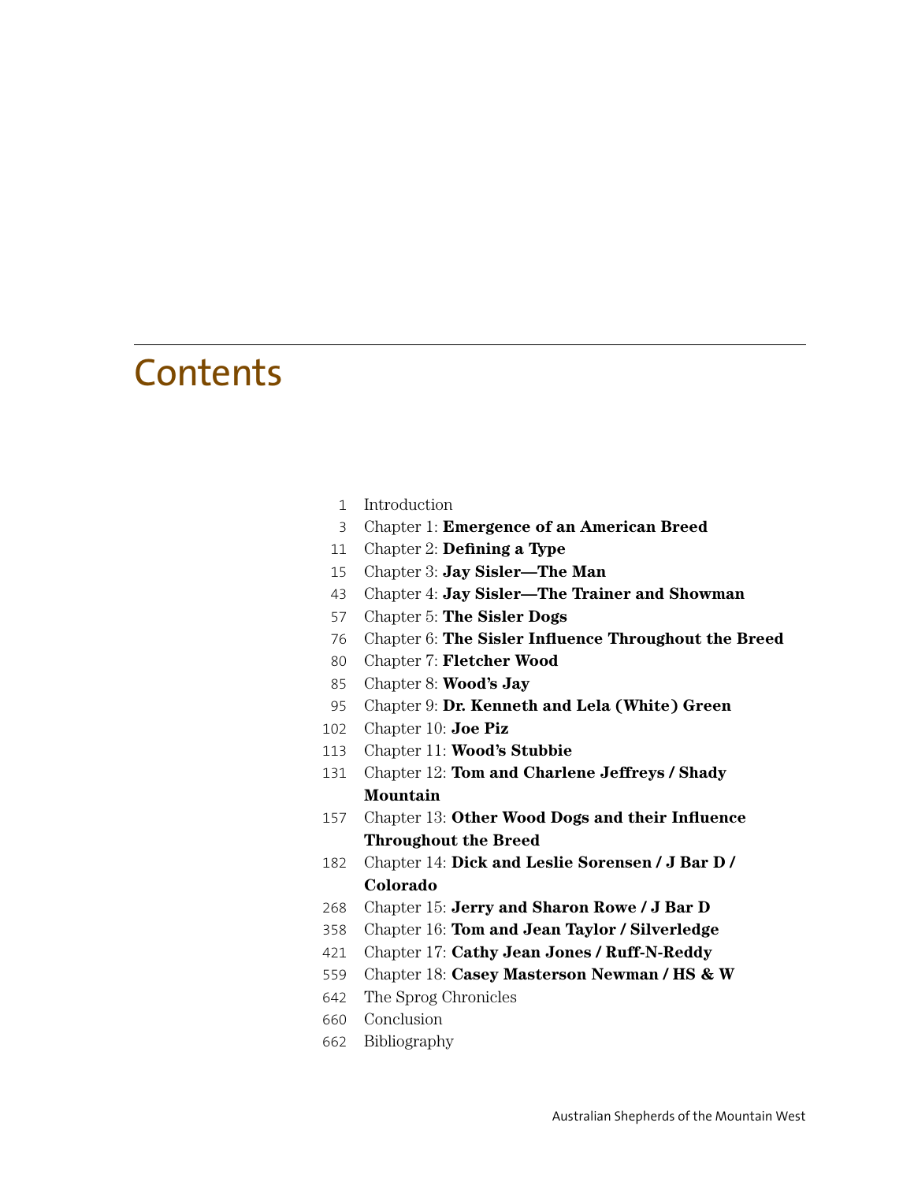# Contents

1 Introduction

3 Chapter 1: **Emergence of an American Breed**

11 Chapter 2: **Defining a Type**

15 Chapter 3: **Jay Sisler—The Man**

43 Chapter 4: **Jay Sisler—The Trainer and Showman**

57 Chapter 5: **The Sisler Dogs**

76 Chapter 6: **The Sisler Influence Throughout the Breed**

80 Chapter 7: **Fletcher Wood**

85 Chapter 8: **Wood's Jay**

95 Chapter 9: **Dr. Kenneth and Lela (White) Green**

102 Chapter 10: **Joe Piz**

113 Chapter 11: **Wood's Stubbie**

131 Chapter 12: **Tom and Charlene Jeffreys / Shady Mountain**

157 Chapter 13: **Other Wood Dogs and their Influence Throughout the Breed**

182 Chapter 14: **Dick and Leslie Sorensen / J Bar D / Colorado**

268 Chapter 15: **Jerry and Sharon Rowe / J Bar D**

358 Chapter 16: **Tom and Jean Taylor / Silverledge**

421 Chapter 17: **Cathy Jean Jones / Ruff-N-Reddy**

559 Chapter 18: **Casey Masterson Newman / HS & W**

642 The Sprog Chronicles

660 Conclusion

662 Bibliography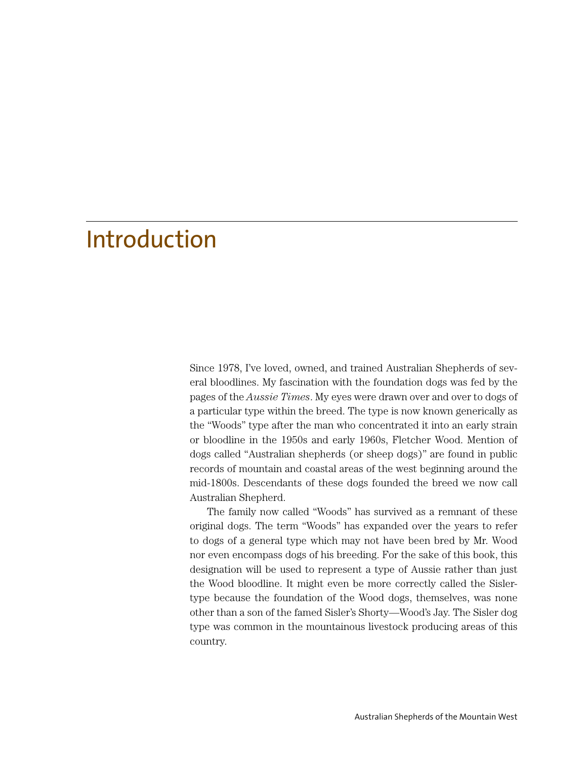# Introduction

Since 1978, I've loved, owned, and trained Australian Shepherds of several bloodlines. My fascination with the foundation dogs was fed by the pages of the *Aussie Times*. My eyes were drawn over and over to dogs of a particular type within the breed. The type is now known generically as the "Woods" type after the man who concentrated it into an early strain or bloodline in the 1950s and early 1960s, Fletcher Wood. Mention of dogs called "Australian shepherds (or sheep dogs)" are found in public records of mountain and coastal areas of the west beginning around the mid-1800s. Descendants of these dogs founded the breed we now call Australian Shepherd.

The family now called "Woods" has survived as a remnant of these original dogs. The term "Woods" has expanded over the years to refer to dogs of a general type which may not have been bred by Mr. Wood nor even encompass dogs of his breeding. For the sake of this book, this designation will be used to represent a type of Aussie rather than just the Wood bloodline. It might even be more correctly called the Sisler-type because the foundation of the Wood dogs, themselves, was none other than a son of the famed Sisler's Shorty—Wood's Jay. The Sisler dog type was common in the mountainous livestock producing areas of this country.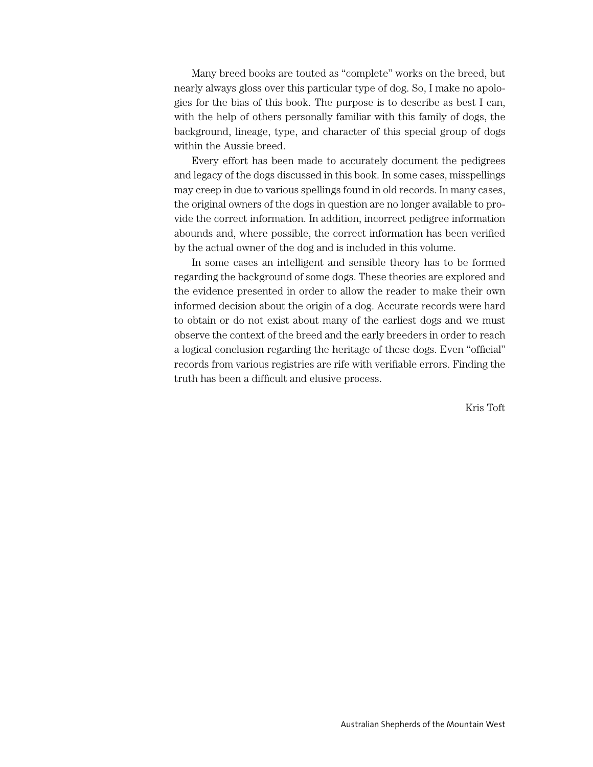Many breed books are touted as "complete" works on the breed, but nearly always gloss over this particular type of dog. So, I make no apologies for the bias of this book. The purpose is to describe as best I can, with the help of others personally familiar with this family of dogs, the background, lineage, type, and character of this special group of dogs within the Aussie breed.

Every effort has been made to accurately document the pedigrees and legacy of the dogs discussed in this book. In some cases, misspellings may creep in due to various spellings found in old records. In many cases, the original owners of the dogs in question are no longer available to provide the correct information. In addition, incorrect pedigree information abounds and, where possible, the correct information has been verified by the actual owner of the dog and is included in this volume.

In some cases an intelligent and sensible theory has to be formed regarding the background of some dogs. These theories are explored and the evidence presented in order to allow the reader to make their own informed decision about the origin of a dog. Accurate records were hard to obtain or do not exist about many of the earliest dogs and we must observe the context of the breed and the early breeders in order to reach a logical conclusion regarding the heritage of these dogs. Even "official" records from various registries are rife with verifiable errors. Finding the truth has been a difficult and elusive process.

Kris Toft